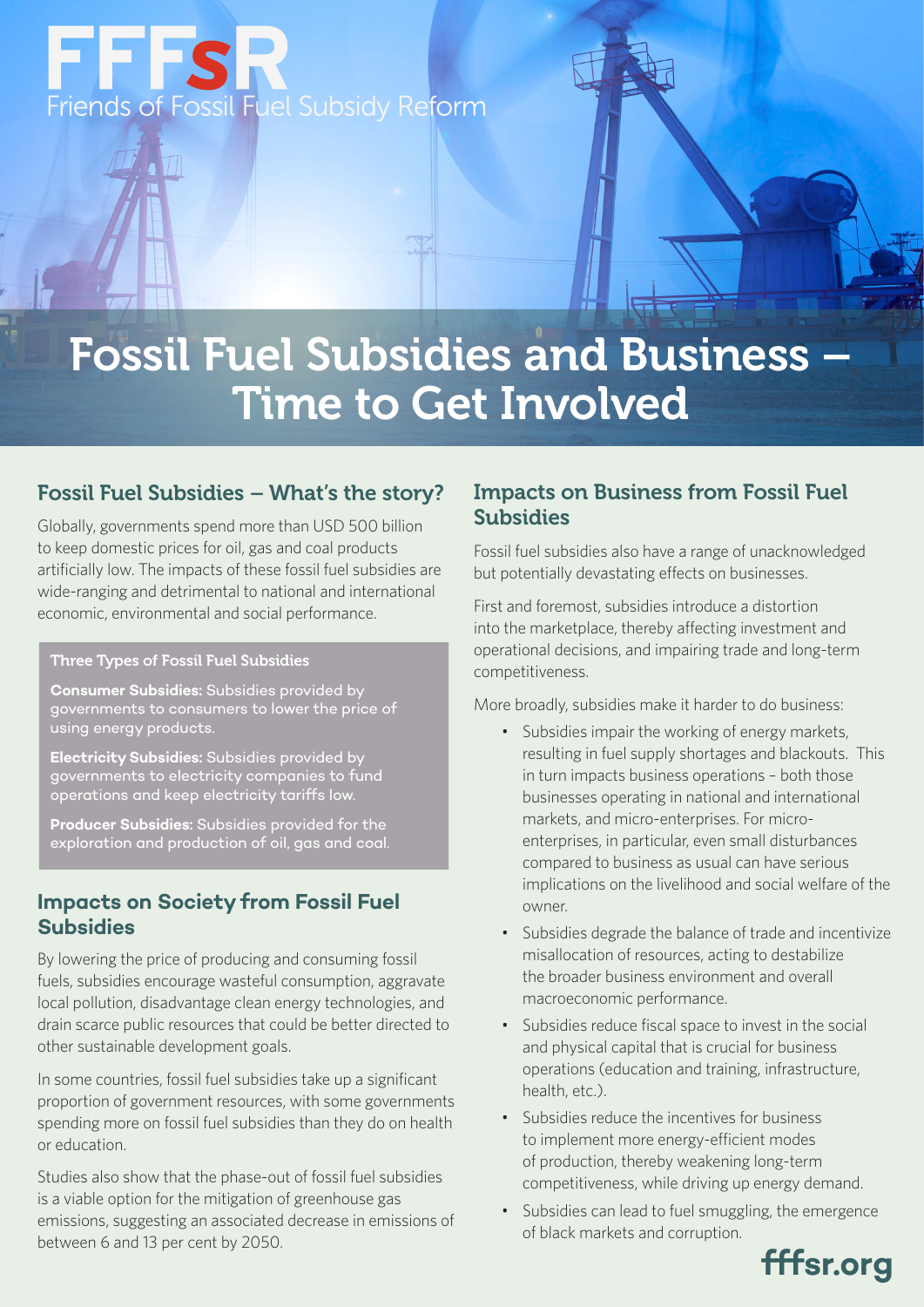# FFFsR

Friends of Fossil Fuel Subsidy Reform

# Fossil Fuel Subsidies and Business – Time to Get Involved

## Fossil Fuel Subsidies – What's the story?

Globally, governments spend more than USD 500 billion to keep domestic prices for oil, gas and coal products artificially low. The impacts of these fossil fuel subsidies are wide-ranging and detrimental to national and international economic, environmental and social performance.

### Three Types of Fossil Fuel Subsidies

**Consumer Subsidies:** Subsidies provided by governments to consumers to lower the price of using energy products.

**Electricity Subsidies:** Subsidies provided by governments to electricity companies to fund operations and keep electricity tariffs low.

**Producer Subsidies:** Subsidies provided for the exploration and production of oil, gas and coal.

## Impacts on Society from Fossil Fuel Subsidies

By lowering the price of producing and consuming fossil fuels, subsidies encourage wasteful consumption, aggravate local pollution, disadvantage clean energy technologies, and drain scarce public resources that could be better directed to other sustainable development goals.

In some countries, fossil fuel subsidies take up a significant proportion of government resources, with some governments spending more on fossil fuel subsidies than they do on health or education.

Studies also show that the phase-out of fossil fuel subsidies is a viable option for the mitigation of greenhouse gas emissions, suggesting an associated decrease in emissions of between 6 and 13 per cent by 2050.

## Impacts on Business from Fossil Fuel Subsidies

Fossil fuel subsidies also have a range of unacknowledged but potentially devastating effects on businesses.

First and foremost, subsidies introduce a distortion into the marketplace, thereby affecting investment and operational decisions, and impairing trade and long-term competitiveness.

More broadly, subsidies make it harder to do business:

- Subsidies impair the working of energy markets, resulting in fuel supply shortages and blackouts. This in turn impacts business operations – both those businesses operating in national and international markets, and micro-enterprises. For micro-enterprises, in particular, even small disturbances compared to business as usual can have serious implications on the livelihood and social welfare of the owner.
- Subsidies degrade the balance of trade and incentivize misallocation of resources, acting to destabilize the broader business environment and overall macroeconomic performance.
- Subsidies reduce fiscal space to invest in the social and physical capital that is crucial for business operations (education and training, infrastructure, health, etc.).
- Subsidies reduce the incentives for business to implement more energy-efficient modes of production, thereby weakening long-term competitiveness, while driving up energy demand.
- Subsidies can lead to fuel smuggling, the emergence of black markets and corruption.

fffsr.org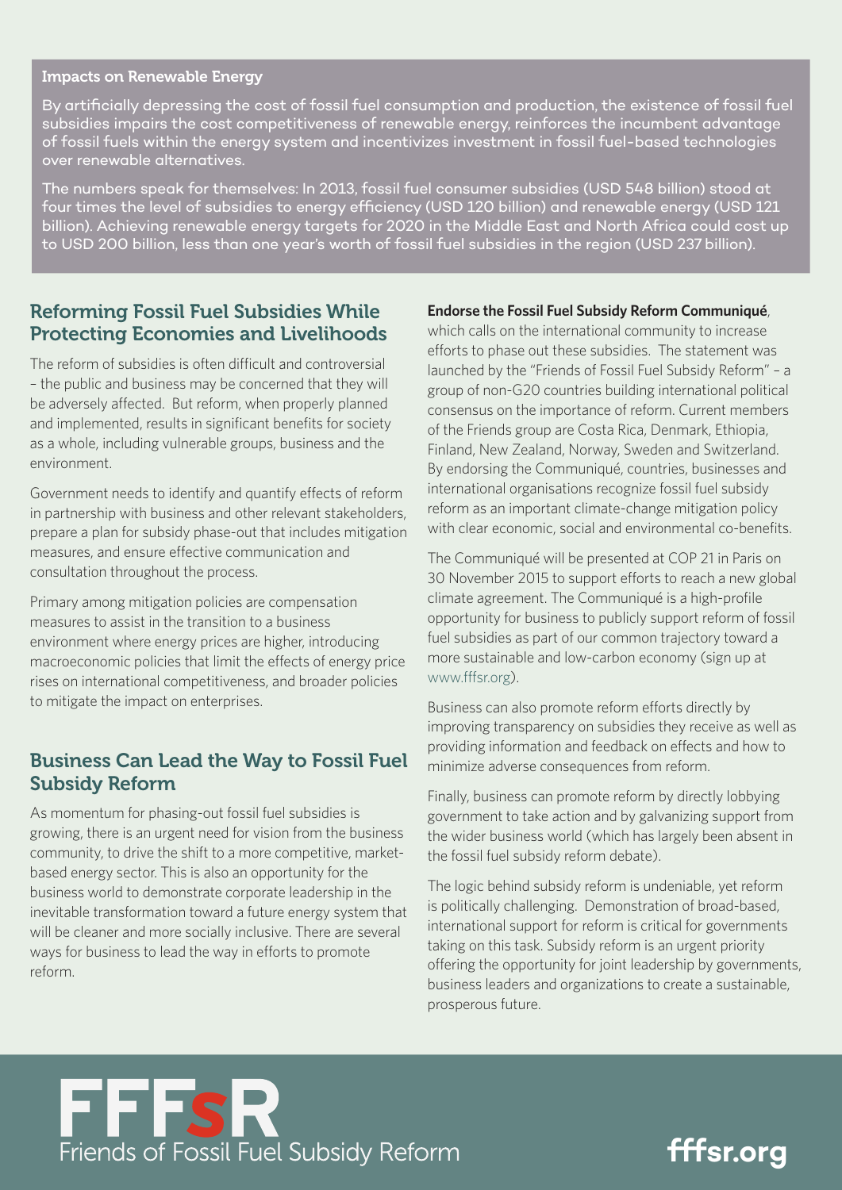### Impacts on Renewable Energy

By artificially depressing the cost of fossil fuel consumption and production, the existence of fossil fuel subsidies impairs the cost competitiveness of renewable energy, reinforces the incumbent advantage of fossil fuels within the energy system and incentivizes investment in fossil fuel-based technologies over renewable alternatives.

The numbers speak for themselves: In 2013, fossil fuel consumer subsidies (USD 548 billion) stood at four times the level of subsidies to energy efficiency (USD 120 billion) and renewable energy (USD 121 billion). Achieving renewable energy targets for 2020 in the Middle East and North Africa could cost up to USD 200 billion, less than one year's worth of fossil fuel subsidies in the region (USD 237 billion).

## Reforming Fossil Fuel Subsidies While Protecting Economies and Livelihoods

The reform of subsidies is often difficult and controversial – the public and business may be concerned that they will be adversely affected. But reform, when properly planned and implemented, results in significant benefits for society as a whole, including vulnerable groups, business and the environment.

Government needs to identify and quantify effects of reform in partnership with business and other relevant stakeholders, prepare a plan for subsidy phase-out that includes mitigation measures, and ensure effective communication and consultation throughout the process.

Primary among mitigation policies are compensation measures to assist in the transition to a business environment where energy prices are higher, introducing macroeconomic policies that limit the effects of energy price rises on international competitiveness, and broader policies to mitigate the impact on enterprises.

## Business Can Lead the Way to Fossil Fuel Subsidy Reform

As momentum for phasing-out fossil fuel subsidies is growing, there is an urgent need for vision from the business community, to drive the shift to a more competitive, market-based energy sector. This is also an opportunity for the business world to demonstrate corporate leadership in the inevitable transformation toward a future energy system that will be cleaner and more socially inclusive. There are several ways for business to lead the way in efforts to promote reform.

**Endorse the Fossil Fuel Subsidy Reform Communiqué**, which calls on the international community to increase efforts to phase out these subsidies. The statement was launched by the "Friends of Fossil Fuel Subsidy Reform" – a group of non-G20 countries building international political consensus on the importance of reform. Current members of the Friends group are Costa Rica, Denmark, Ethiopia, Finland, New Zealand, Norway, Sweden and Switzerland. By endorsing the Communiqué, countries, businesses and international organisations recognize fossil fuel subsidy reform as an important climate-change mitigation policy with clear economic, social and environmental co-benefits.

The Communiqué will be presented at COP 21 in Paris on 30 November 2015 to support efforts to reach a new global climate agreement. The Communiqué is a high-profile opportunity for business to publicly support reform of fossil fuel subsidies as part of our common trajectory toward a more sustainable and low-carbon economy (sign up at www.fffsr.org).

Business can also promote reform efforts directly by improving transparency on subsidies they receive as well as providing information and feedback on effects and how to minimize adverse consequences from reform.

Finally, business can promote reform by directly lobbying government to take action and by galvanizing support from the wider business world (which has largely been absent in the fossil fuel subsidy reform debate).

The logic behind subsidy reform is undeniable, yet reform is politically challenging. Demonstration of broad-based, international support for reform is critical for governments taking on this task. Subsidy reform is an urgent priority offering the opportunity for joint leadership by governments, business leaders and organizations to create a sustainable, prosperous future.

FFFsR
Friends of Fossil Fuel Subsidy Reform

fffsr.org